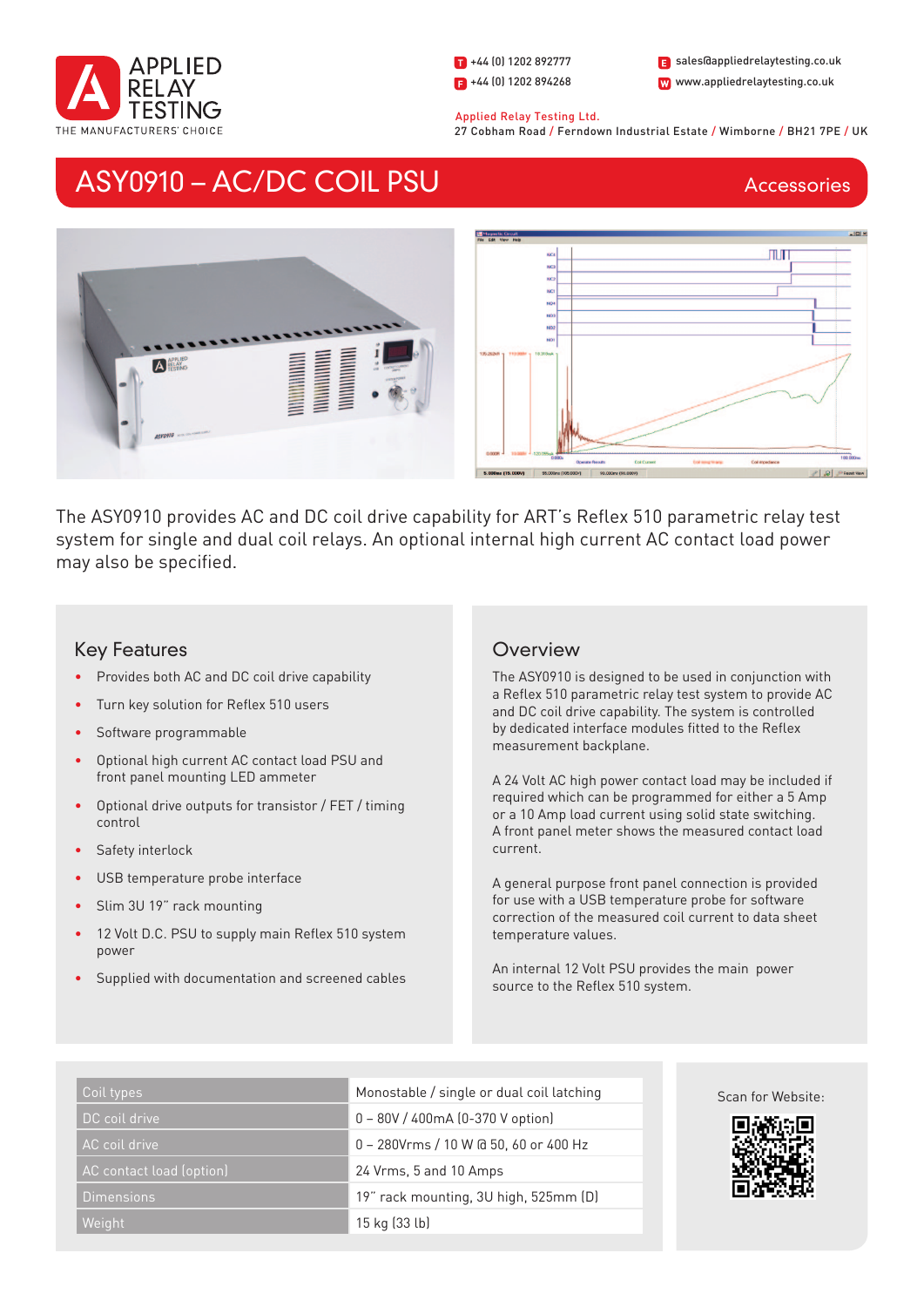APPLIED RELAY TESTING
THE MANUFACTURERS' CHOICE

T +44 (0) 1202 892777
F +44 (0) 1202 894268
E sales@appliedrelaytesting.co.uk
W www.appliedrelaytesting.co.uk

Applied Relay Testing Ltd.
27 Cobham Road / Ferndown Industrial Estate / Wimborne / BH21 7PE / UK

# ASY0910 – AC/DC COIL PSU

Accessories

The ASY0910 provides AC and DC coil drive capability for ART's Reflex 510 parametric relay test system for single and dual coil relays. An optional internal high current AC contact load power may also be specified.

## Key Features

- Provides both AC and DC coil drive capability
- Turn key solution for Reflex 510 users
- Software programmable
- Optional high current AC contact load PSU and front panel mounting LED ammeter
- Optional drive outputs for transistor / FET / timing control
- Safety interlock
- USB temperature probe interface
- Slim 3U 19" rack mounting
- 12 Volt D.C. PSU to supply main Reflex 510 system power
- Supplied with documentation and screened cables

## Overview

The ASY0910 is designed to be used in conjunction with a Reflex 510 parametric relay test system to provide AC and DC coil drive capability. The system is controlled by dedicated interface modules fitted to the Reflex measurement backplane.

A 24 Volt AC high power contact load may be included if required which can be programmed for either a 5 Amp or a 10 Amp load current using solid state switching. A front panel meter shows the measured contact load current.

A general purpose front panel connection is provided for use with a USB temperature probe for software correction of the measured coil current to data sheet temperature values.

An internal 12 Volt PSU provides the main power source to the Reflex 510 system.

| | |
|---|---|
| Coil types | Monostable / single or dual coil latching |
| DC coil drive | 0 – 80V / 400mA (0-370 V option) |
| AC coil drive | 0 – 280Vrms / 10 W @ 50, 60 or 400 Hz |
| AC contact load (option) | 24 Vrms, 5 and 10 Amps |
| Dimensions | 19" rack mounting, 3U high, 525mm (D) |
| Weight | 15 kg (33 lb) |

Scan for Website: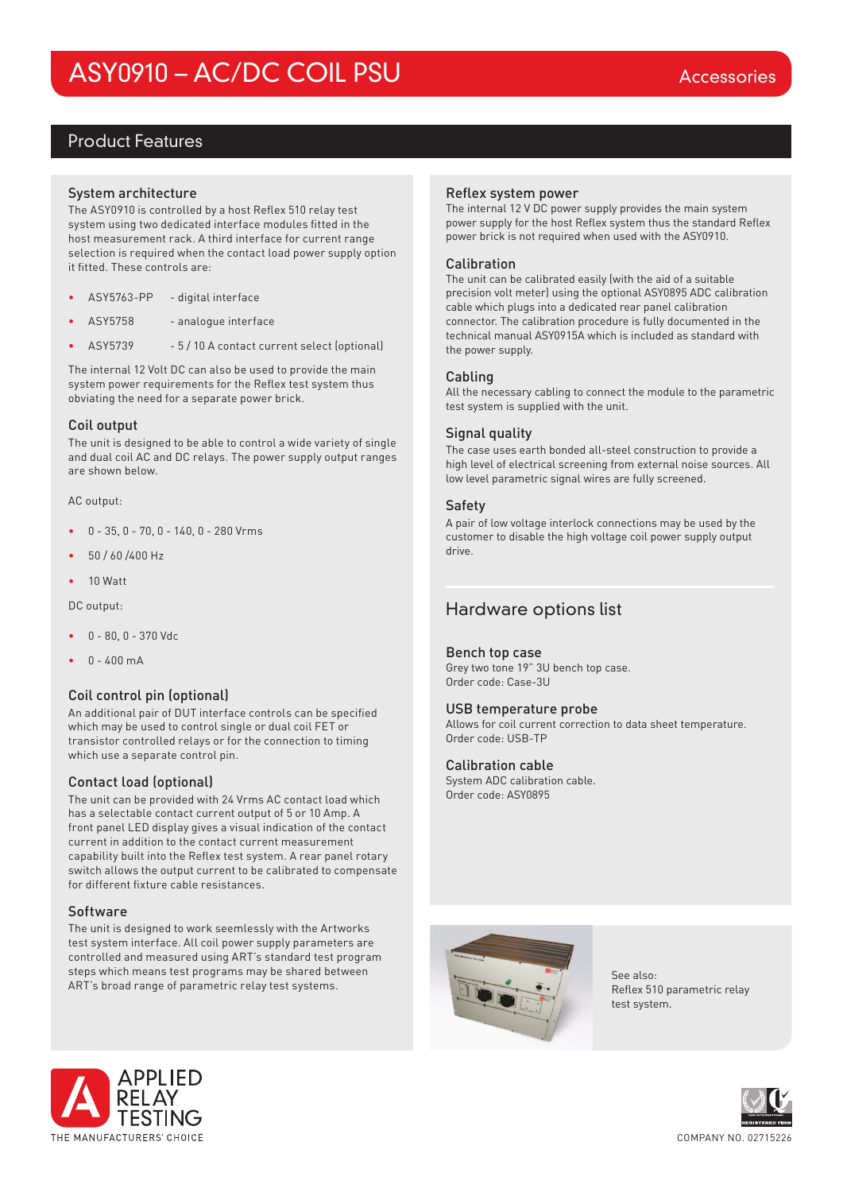# ASY0910 – AC/DC COIL PSU

Accessories

## Product Features

### System architecture

The ASY0910 is controlled by a host Reflex 510 relay test system using two dedicated interface modules fitted in the host measurement rack. A third interface for current range selection is required when the contact load power supply option it fitted. These controls are:

- ASY5763-PP - digital interface
- ASY5758 - analogue interface
- ASY5739 - 5 / 10 A contact current select (optional)

The internal 12 Volt DC can also be used to provide the main system power requirements for the Reflex test system thus obviating the need for a separate power brick.

### Coil output

The unit is designed to be able to control a wide variety of single and dual coil AC and DC relays. The power supply output ranges are shown below.

AC output:

- 0 - 35, 0 - 70, 0 - 140, 0 - 280 Vrms
- 50 / 60 /400 Hz
- 10 Watt

DC output:

- 0 - 80, 0 - 370 Vdc
- 0 - 400 mA

### Coil control pin (optional)

An additional pair of DUT interface controls can be specified which may be used to control single or dual coil FET or transistor controlled relays or for the connection to timing which use a separate control pin.

### Contact load (optional)

The unit can be provided with 24 Vrms AC contact load which has a selectable contact current output of 5 or 10 Amp. A front panel LED display gives a visual indication of the contact current in addition to the contact current measurement capability built into the Reflex test system. A rear panel rotary switch allows the output current to be calibrated to compensate for different fixture cable resistances.

### Software

The unit is designed to work seemlessly with the Artworks test system interface. All coil power supply parameters are controlled and measured using ART's standard test program steps which means test programs may be shared between ART's broad range of parametric relay test systems.

### Reflex system power

The internal 12 V DC power supply provides the main system power supply for the host Reflex system thus the standard Reflex power brick is not required when used with the ASY0910.

### Calibration

The unit can be calibrated easily (with the aid of a suitable precision volt meter) using the optional ASY0895 ADC calibration cable which plugs into a dedicated rear panel calibration connector. The calibration procedure is fully documented in the technical manual ASY0915A which is included as standard with the power supply.

### Cabling

All the necessary cabling to connect the module to the parametric test system is supplied with the unit.

### Signal quality

The case uses earth bonded all-steel construction to provide a high level of electrical screening from external noise sources. All low level parametric signal wires are fully screened.

### Safety

A pair of low voltage interlock connections may be used by the customer to disable the high voltage coil power supply output drive.

## Hardware options list

### Bench top case

Grey two tone 19" 3U bench top case.
Order code: Case-3U

### USB temperature probe

Allows for coil current correction to data sheet temperature.
Order code: USB-TP

### Calibration cable

System ADC calibration cable.
Order code: ASY0895

See also:
Reflex 510 parametric relay test system.

APPLIED RELAY TESTING
THE MANUFACTURERS' CHOICE

COMPANY NO. 02715226